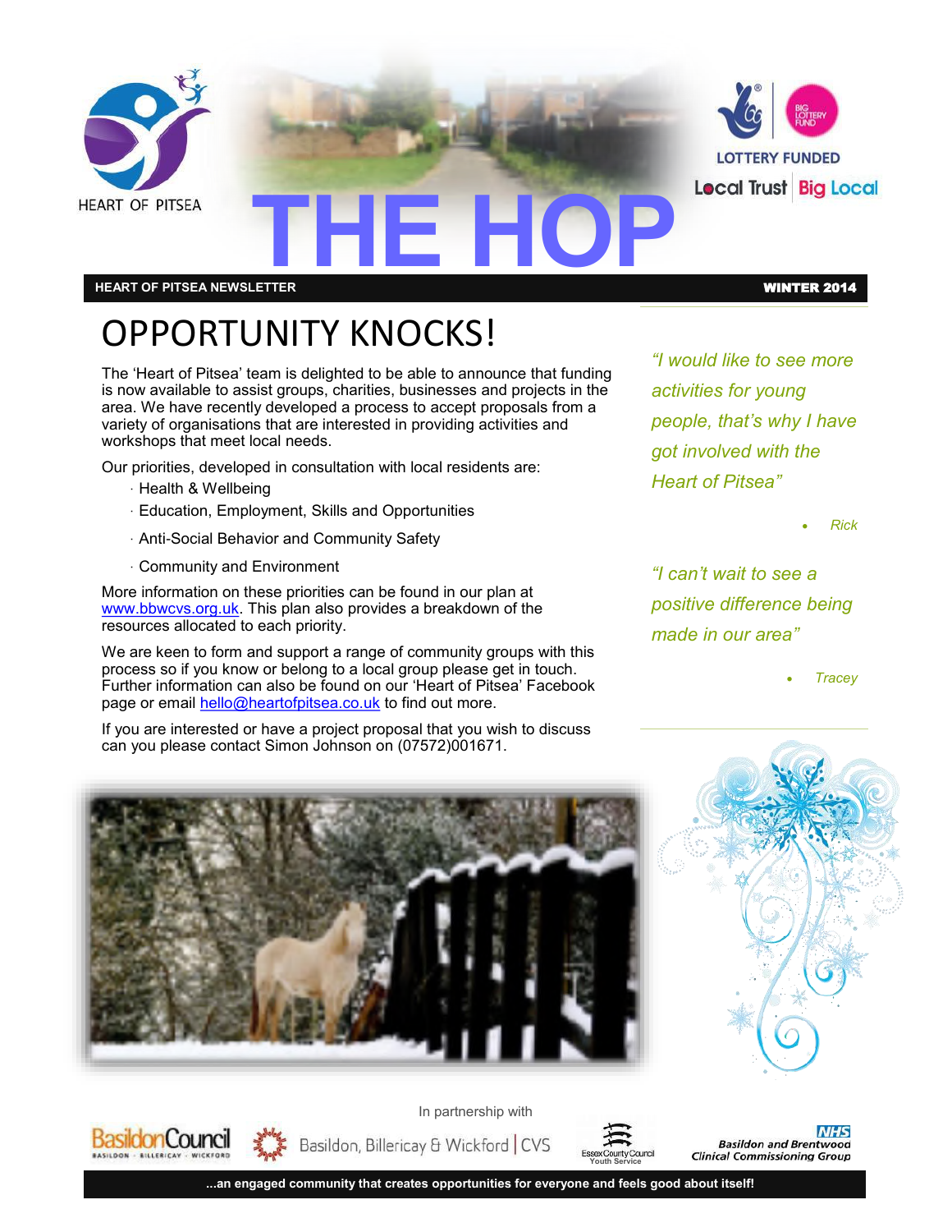HEART OF PITSEA

# THE HOP

**HEART OF PITSEA NEWSLETTER** **WINTER 2014**

LOTTERY FUNDED

Local Trust | Big Local

## OPPORTUNITY KNOCKS!

The 'Heart of Pitsea' team is delighted to be able to announce that funding is now available to assist groups, charities, businesses and projects in the area. We have recently developed a process to accept proposals from a variety of organisations that are interested in providing activities and workshops that meet local needs.

Our priorities, developed in consultation with local residents are:

- Health & Wellbeing
- Education, Employment, Skills and Opportunities
- Anti-Social Behavior and Community Safety
- Community and Environment

More information on these priorities can be found in our plan at www.bbwcvs.org.uk. This plan also provides a breakdown of the resources allocated to each priority.

We are keen to form and support a range of community groups with this process so if you know or belong to a local group please get in touch. Further information can also be found on our 'Heart of Pitsea' Facebook page or email hello@heartofpitsea.co.uk to find out more.

If you are interested or have a project proposal that you wish to discuss can you please contact Simon Johnson on (07572)001671.

*"I would like to see more activities for young people, that's why I have got involved with the Heart of Pitsea"*

- *Rick*

*"I can't wait to see a positive difference being made in our area"*

- *Tracey*

In partnership with

Basildon Council · Basildon, Billericay & Wickford | CVS · Essex County Council Youth Service · NHS Basildon and Brentwood Clinical Commissioning Group

**...an engaged community that creates opportunities for everyone and feels good about itself!**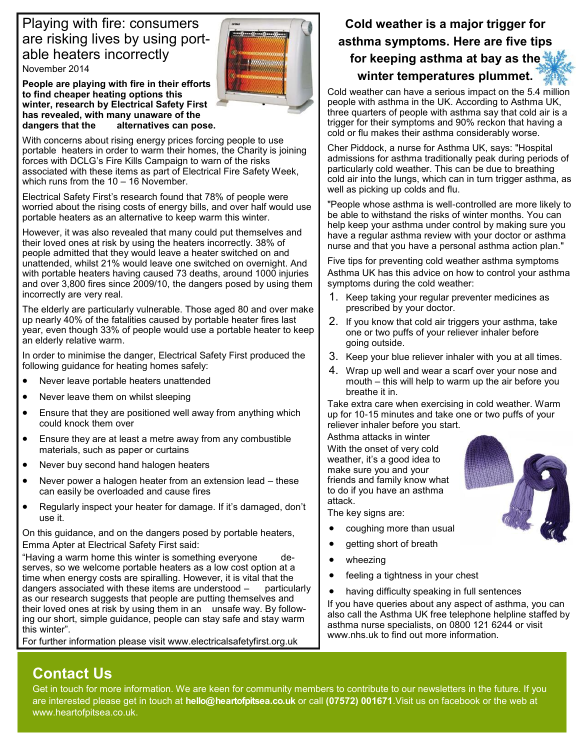## Playing with fire: consumers are risking lives by using portable heaters incorrectly

November 2014

**People are playing with fire in their efforts to find cheaper heating options this winter, research by Electrical Safety First has revealed, with many unaware of the dangers that the alternatives can pose.**

With concerns about rising energy prices forcing people to use portable heaters in order to warm their homes, the Charity is joining forces with DCLG's Fire Kills Campaign to warn of the risks associated with these items as part of Electrical Fire Safety Week, which runs from the 10 – 16 November.

Electrical Safety First's research found that 78% of people were worried about the rising costs of energy bills, and over half would use portable heaters as an alternative to keep warm this winter.

However, it was also revealed that many could put themselves and their loved ones at risk by using the heaters incorrectly. 38% of people admitted that they would leave a heater switched on and unattended, whilst 21% would leave one switched on overnight. And with portable heaters having caused 73 deaths, around 1000 injuries and over 3,800 fires since 2009/10, the dangers posed by using them incorrectly are very real.

The elderly are particularly vulnerable. Those aged 80 and over make up nearly 40% of the fatalities caused by portable heater fires last year, even though 33% of people would use a portable heater to keep an elderly relative warm.

In order to minimise the danger, Electrical Safety First produced the following guidance for heating homes safely:

- Never leave portable heaters unattended
- Never leave them on whilst sleeping
- Ensure that they are positioned well away from anything which could knock them over
- Ensure they are at least a metre away from any combustible materials, such as paper or curtains
- Never buy second hand halogen heaters
- Never power a halogen heater from an extension lead – these can easily be overloaded and cause fires
- Regularly inspect your heater for damage. If it's damaged, don't use it.

On this guidance, and on the dangers posed by portable heaters, Emma Apter at Electrical Safety First said:

"Having a warm home this winter is something everyone deserves, so we welcome portable heaters as a low cost option at a time when energy costs are spiralling. However, it is vital that the dangers associated with these items are understood – particularly as our research suggests that people are putting themselves and their loved ones at risk by using them in an unsafe way. By following our short, simple guidance, people can stay safe and stay warm this winter".

For further information please visit www.electricalsafetyfirst.org.uk

## Cold weather is a major trigger for asthma symptoms. Here are five tips for keeping asthma at bay as the winter temperatures plummet.

Cold weather can have a serious impact on the 5.4 million people with asthma in the UK. According to Asthma UK, three quarters of people with asthma say that cold air is a trigger for their symptoms and 90% reckon that having a cold or flu makes their asthma considerably worse.

Cher Piddock, a nurse for Asthma UK, says: "Hospital admissions for asthma traditionally peak during periods of particularly cold weather. This can be due to breathing cold air into the lungs, which can in turn trigger asthma, as well as picking up colds and flu.

"People whose asthma is well-controlled are more likely to be able to withstand the risks of winter months. You can help keep your asthma under control by making sure you have a regular asthma review with your doctor or asthma nurse and that you have a personal asthma action plan."

Five tips for preventing cold weather asthma symptoms

Asthma UK has this advice on how to control your asthma symptoms during the cold weather:

1. Keep taking your regular preventer medicines as prescribed by your doctor.
2. If you know that cold air triggers your asthma, take one or two puffs of your reliever inhaler before going outside.
3. Keep your blue reliever inhaler with you at all times.
4. Wrap up well and wear a scarf over your nose and mouth – this will help to warm up the air before you breathe it in.

Take extra care when exercising in cold weather. Warm up for 10-15 minutes and take one or two puffs of your reliever inhaler before you start.

Asthma attacks in winter

With the onset of very cold weather, it's a good idea to make sure you and your friends and family know what to do if you have an asthma attack.

The key signs are:

- coughing more than usual
- getting short of breath
- wheezing
- feeling a tightness in your chest
- having difficulty speaking in full sentences

If you have queries about any aspect of asthma, you can also call the Asthma UK free telephone helpline staffed by asthma nurse specialists, on 0800 121 6244 or visit www.nhs.uk to find out more information.

## Contact Us

Get in touch for more information. We are keen for community members to contribute to our newsletters in the future. If you are interested please get in touch at **hello@heartofpitsea.co.uk** or call **(07572) 001671**.Visit us on facebook or the web at www.heartofpitsea.co.uk.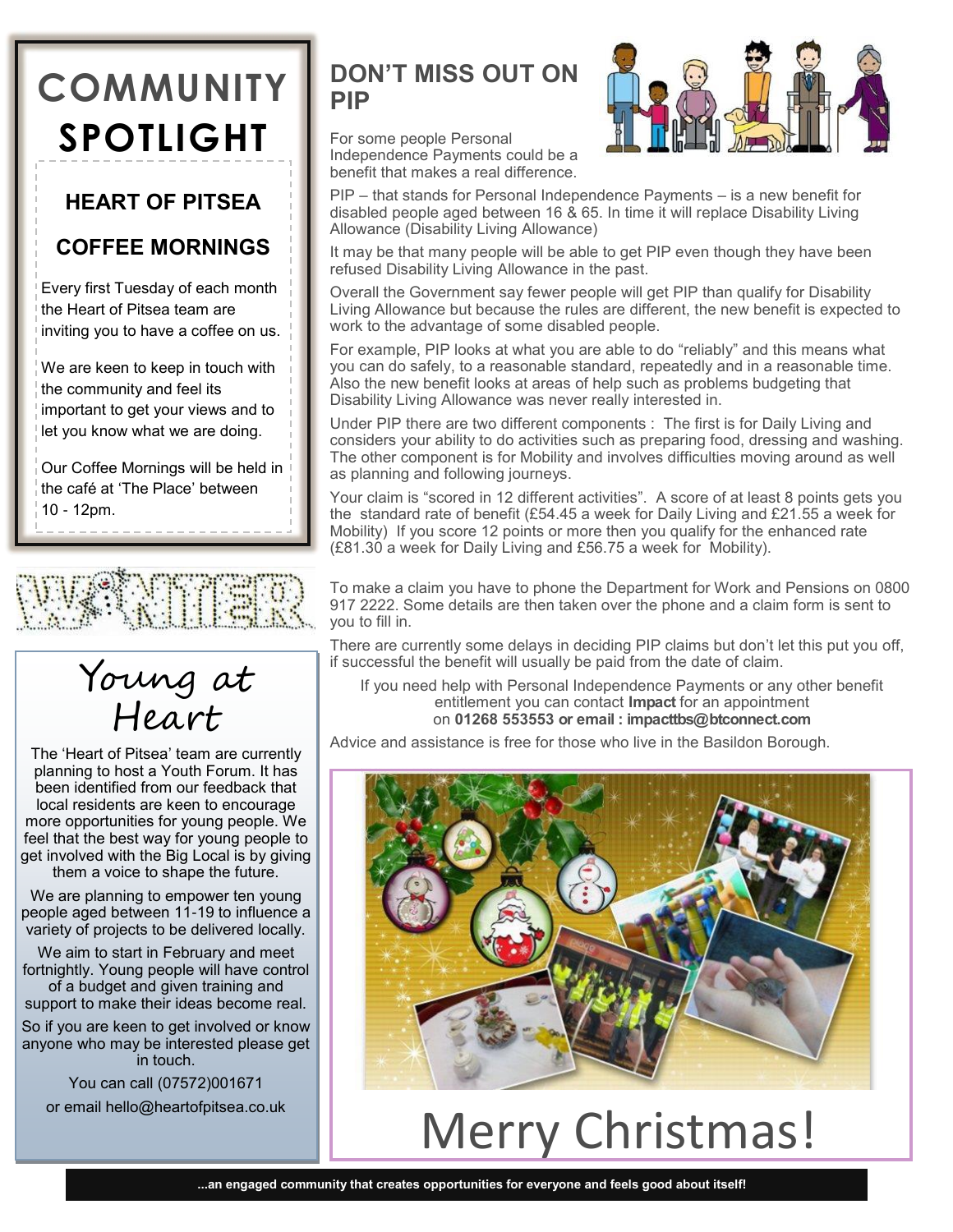# COMMUNITY SPOTLIGHT

## HEART OF PITSEA

## COFFEE MORNINGS

Every first Tuesday of each month the Heart of Pitsea team are inviting you to have a coffee on us.

We are keen to keep in touch with the community and feel its important to get your views and to let you know what we are doing.

Our Coffee Mornings will be held in the café at 'The Place' between 10 - 12pm.

WINTER

## Young at Heart

The 'Heart of Pitsea' team are currently planning to host a Youth Forum. It has been identified from our feedback that local residents are keen to encourage more opportunities for young people. We feel that the best way for young people to get involved with the Big Local is by giving them a voice to shape the future.

We are planning to empower ten young people aged between 11-19 to influence a variety of projects to be delivered locally.

We aim to start in February and meet fortnightly. Young people will have control of a budget and given training and support to make their ideas become real.

So if you are keen to get involved or know anyone who may be interested please get in touch.

You can call (07572)001671

or email hello@heartofpitsea.co.uk

## DON'T MISS OUT ON PIP

For some people Personal Independence Payments could be a benefit that makes a real difference.

PIP – that stands for Personal Independence Payments – is a new benefit for disabled people aged between 16 & 65. In time it will replace Disability Living Allowance (Disability Living Allowance)

It may be that many people will be able to get PIP even though they have been refused Disability Living Allowance in the past.

Overall the Government say fewer people will get PIP than qualify for Disability Living Allowance but because the rules are different, the new benefit is expected to work to the advantage of some disabled people.

For example, PIP looks at what you are able to do "reliably" and this means what you can do safely, to a reasonable standard, repeatedly and in a reasonable time. Also the new benefit looks at areas of help such as problems budgeting that Disability Living Allowance was never really interested in.

Under PIP there are two different components : The first is for Daily Living and considers your ability to do activities such as preparing food, dressing and washing. The other component is for Mobility and involves difficulties moving around as well as planning and following journeys.

Your claim is "scored in 12 different activities". A score of at least 8 points gets you the standard rate of benefit (£54.45 a week for Daily Living and £21.55 a week for Mobility) If you score 12 points or more then you qualify for the enhanced rate (£81.30 a week for Daily Living and £56.75 a week for Mobility).

To make a claim you have to phone the Department for Work and Pensions on 0800 917 2222. Some details are then taken over the phone and a claim form is sent to you to fill in.

There are currently some delays in deciding PIP claims but don't let this put you off, if successful the benefit will usually be paid from the date of claim.

If you need help with Personal Independence Payments or any other benefit entitlement you can contact **Impact** for an appointment on **01268 553553 or email : impacttbs@btconnect.com**

Advice and assistance is free for those who live in the Basildon Borough.

Merry Christmas!

**...an engaged community that creates opportunities for everyone and feels good about itself!**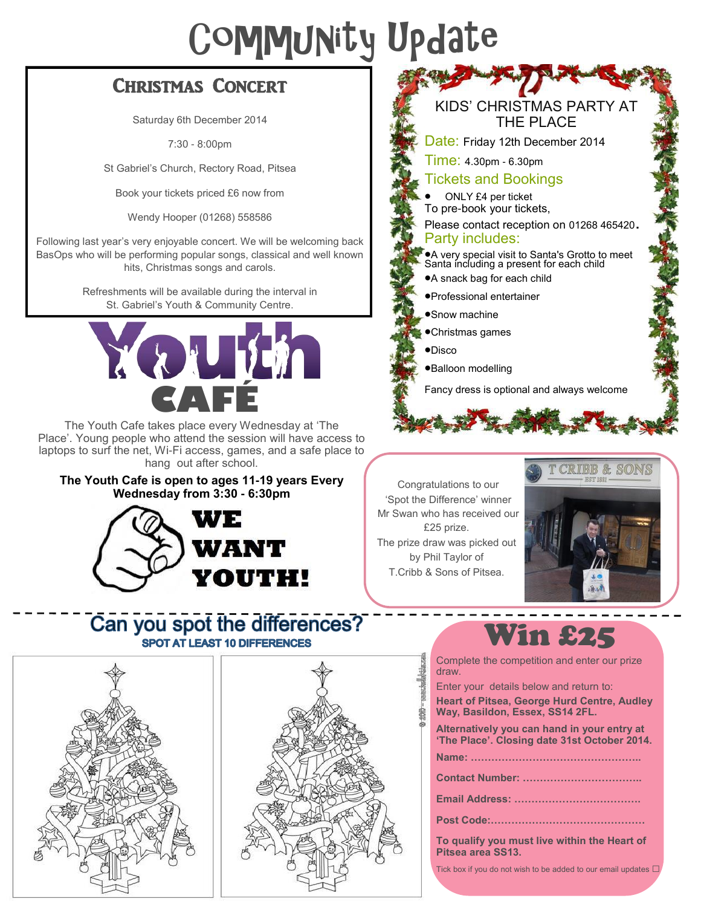# Community Update

## Christmas Concert

Saturday 6th December 2014

7:30 - 8:00pm

St Gabriel's Church, Rectory Road, Pitsea

Book your tickets priced £6 now from

Wendy Hooper (01268) 558586

Following last year's very enjoyable concert. We will be welcoming back BasOps who will be performing popular songs, classical and well known hits, Christmas songs and carols.

Refreshments will be available during the interval in St. Gabriel's Youth & Community Centre.

## Youth Café

The Youth Cafe takes place every Wednesday at 'The Place'. Young people who attend the session will have access to laptops to surf the net, Wi-Fi access, games, and a safe place to hang out after school.

**The Youth Cafe is open to ages 11-19 years Every Wednesday from 3:30 - 6:30pm**

**WE WANT YOUTH!**

## KIDS' CHRISTMAS PARTY AT THE PLACE

**Date:** Friday 12th December 2014

**Time:** 4.30pm - 6.30pm

**Tickets and Bookings**

- ONLY £4 per ticket

To pre-book your tickets,

Please contact reception on 01268 465420.

**Party includes:**

- A very special visit to Santa's Grotto to meet Santa including a present for each child
- A snack bag for each child
- Professional entertainer
- Snow machine
- Christmas games
- Disco
- Balloon modelling

Fancy dress is optional and always welcome

Congratulations to our 'Spot the Difference' winner Mr Swan who has received our £25 prize.
The prize draw was picked out by Phil Taylor of T.Cribb & Sons of Pitsea.

## Can you spot the differences?

**SPOT AT LEAST 10 DIFFERENCES**

## Win £25

Complete the competition and enter our prize draw.

Enter your details below and return to:

**Heart of Pitsea, George Hurd Centre, Audley Way, Basildon, Essex, SS14 2FL.**

**Alternatively you can hand in your entry at 'The Place'. Closing date 31st October 2014.**

**Name:** ……………………………………………..

**Contact Number:** ……………………………..

**Email Address:** ……………………………….

**Post Code:**………………………………………

**To qualify you must live within the Heart of Pitsea area SS13.**

Tick box if you do not wish to be added to our email updates ☐